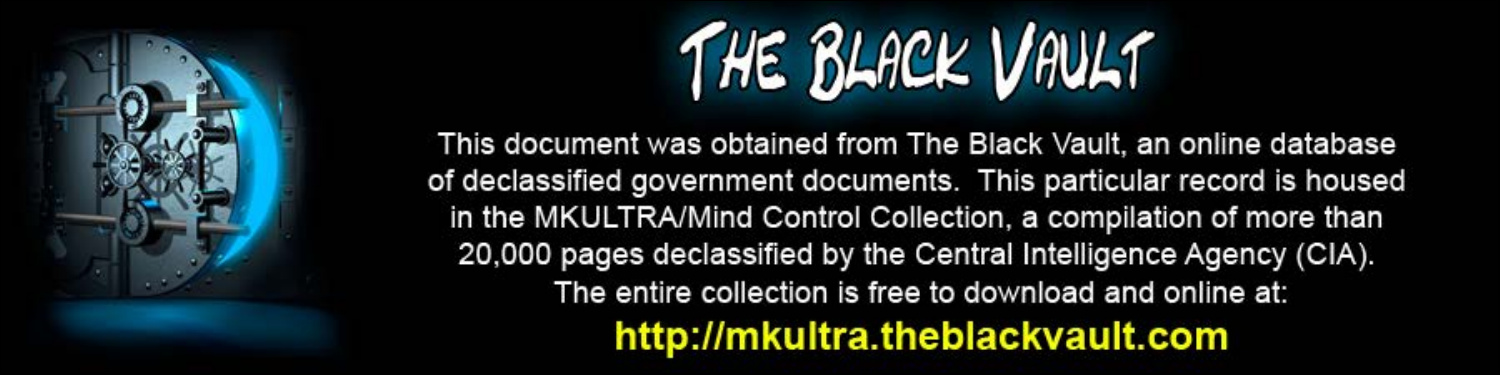# THE BLACK VAULT

This document was obtained from The Black Vault, an online database of declassified government documents. This particular record is housed in the MKULTRA/Mind Control Collection, a compilation of more than 20,000 pages declassified by the Central Intelligence Agency (CIA). The entire collection is free to download and online at:

**http://mkultra.theblackvault.com**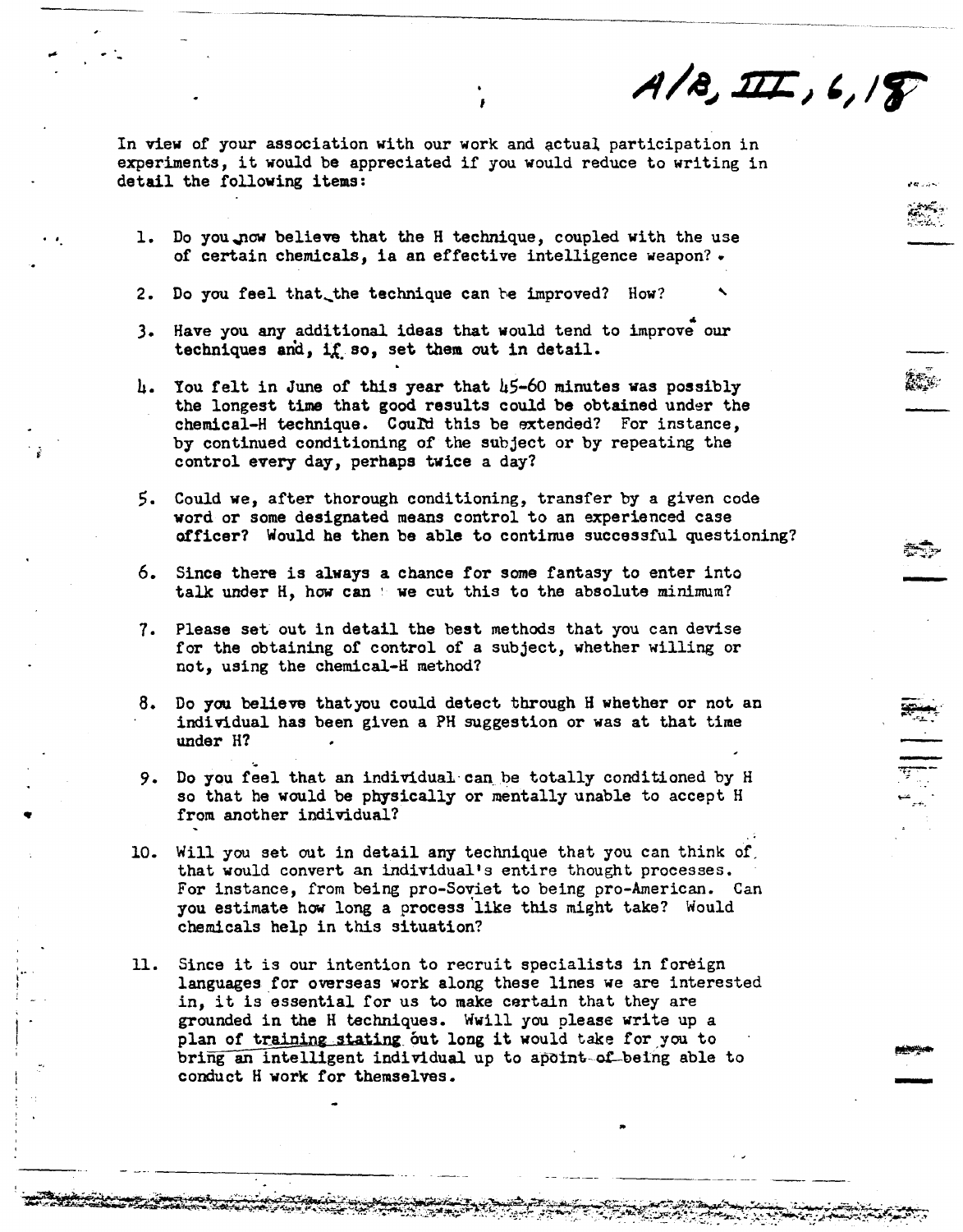A/B, III, 6, 18

In view of your association with our work and actual participation in experiments, it would be appreciated if you would reduce to writing in detail the following items:

1. Do you now believe that the H technique, coupled with the use of certain chemicals, ia an effective intelligence weapon?

2. Do you feel that the technique can be improved? How?

3. Have you any additional ideas that would tend to improve our techniques and, if so, set them out in detail.

4. You felt in June of this year that 45-60 minutes was possibly the longest time that good results could be obtained under the chemical-H technique. Could this be extended? For instance, by continued conditioning of the subject or by repeating the control every day, perhaps twice a day?

5. Could we, after thorough conditioning, transfer by a given code word or some designated means control to an experienced case officer? Would he then be able to continue successful questioning?

6. Since there is always a chance for some fantasy to enter into talk under H, how can we cut this to the absolute minimum?

7. Please set out in detail the best methods that you can devise for the obtaining of control of a subject, whether willing or not, using the chemical-H method?

8. Do you believe that you could detect through H whether or not an individual has been given a PH suggestion or was at that time under H?

9. Do you feel that an individual can be totally conditioned by H so that he would be physically or mentally unable to accept H from another individual?

10. Will you set out in detail any technique that you can think of, that would convert an individual's entire thought processes. For instance, from being pro-Soviet to being pro-American. Can you estimate how long a process like this might take? Would chemicals help in this situation?

11. Since it is our intention to recruit specialists in foreign languages for overseas work along these lines we are interested in, it is essential for us to make certain that they are grounded in the H techniques. Wwill you please write up a plan of training stating out long it would take for you to bring an intelligent individual up to apoint of being able to conduct H work for themselves.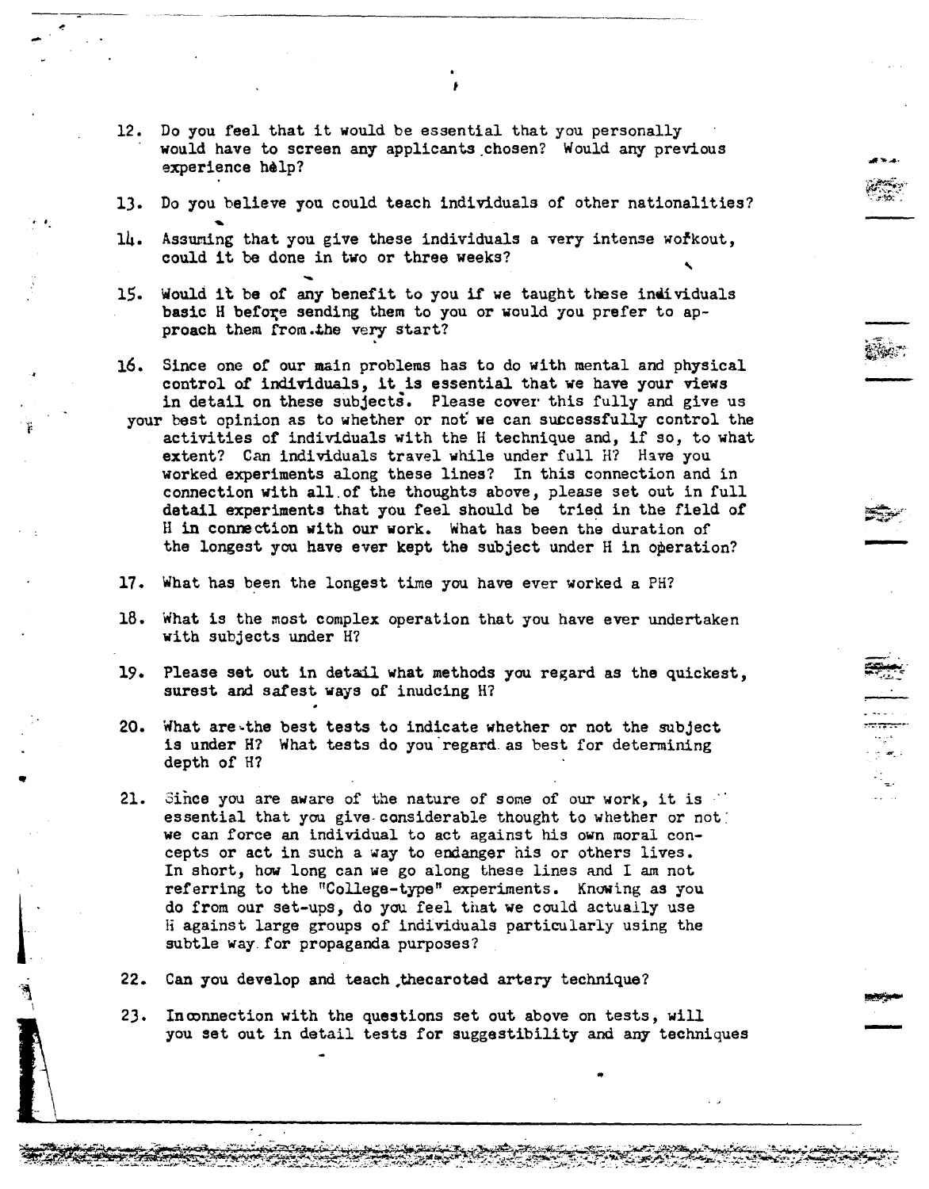12. Do you feel that it would be essential that you personally would have to screen any applicants chosen? Would any previous experience help?

13. Do you believe you could teach individuals of other nationalities?

14. Assuming that you give these individuals a very intense workout, could it be done in two or three weeks?

15. Would it be of any benefit to you if we taught these individuals basic H before sending them to you or would you prefer to approach them from the very start?

16. Since one of our main problems has to do with mental and physical control of individuals, it is essential that we have your views in detail on these subjects. Please cover this fully and give us your best opinion as to whether or not we can successfully control the activities of individuals with the H technique and, if so, to what extent? Can individuals travel while under full H? Have you worked experiments along these lines? In this connection and in connection with all of the thoughts above, please set out in full detail experiments that you feel should be tried in the field of H in connection with our work. What has been the duration of the longest you have ever kept the subject under H in operation?

17. What has been the longest time you have ever worked a PH?

18. What is the most complex operation that you have ever undertaken with subjects under H?

19. Please set out in detail what methods you regard as the quickest, surest and safest ways of inudcing H?

20. What are the best tests to indicate whether or not the subject is under H? What tests do you regard as best for determining depth of H?

21. Since you are aware of the nature of some of our work, it is essential that you give considerable thought to whether or not we can force an individual to act against his own moral concepts or act in such a way to endanger his or others lives. In short, how long can we go along these lines and I am not referring to the "College-type" experiments. Knowing as you do from our set-ups, do you feel that we could actually use H against large groups of individuals particularly using the subtle way for propaganda purposes?

22. Can you develop and teach thecaroted artery technique?

23. Inconnection with the questions set out above on tests, will you set out in detail tests for suggestibility and any techniques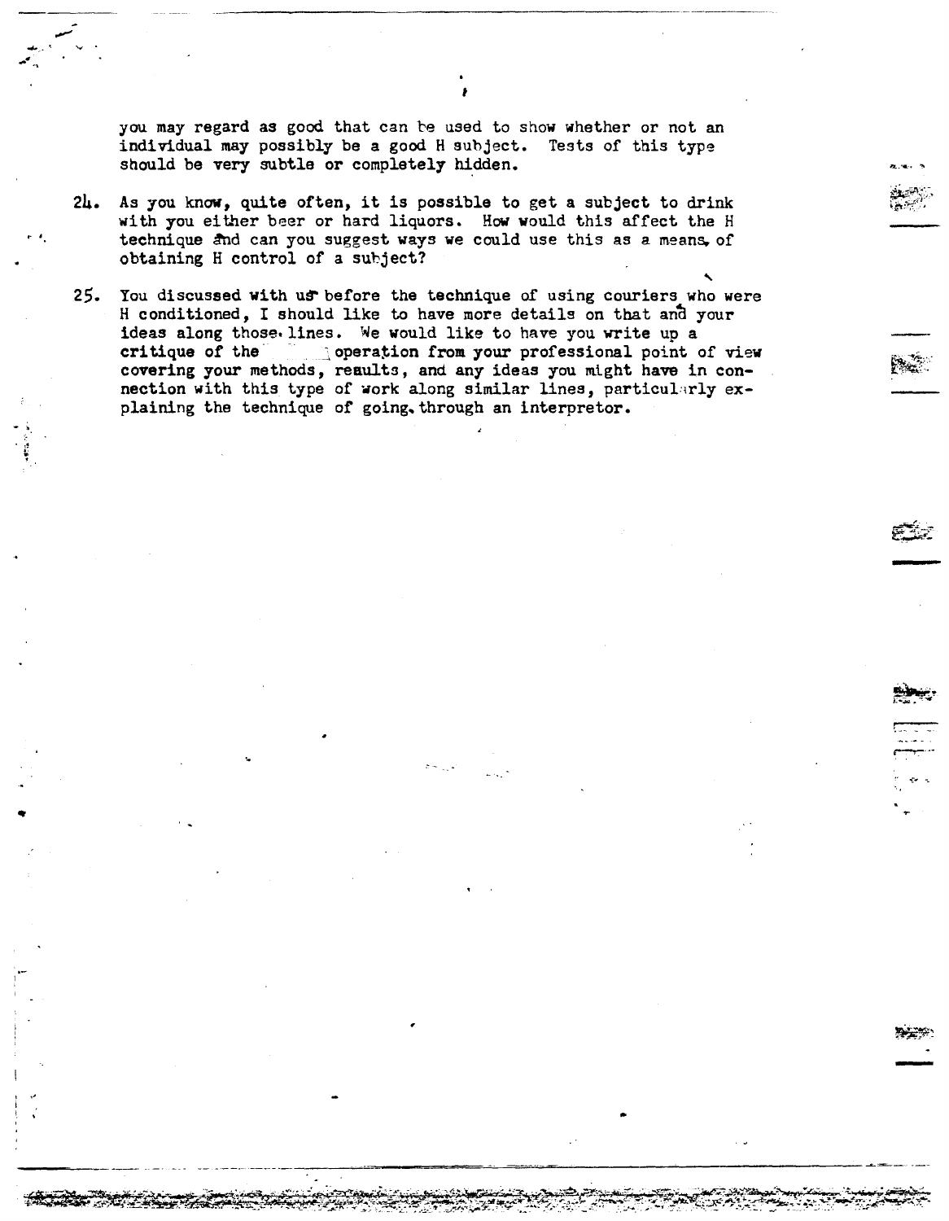you may regard as good that can be used to show whether or not an individual may possibly be a good H subject. Tests of this type should be very subtle or completely hidden.

24. As you know, quite often, it is possible to get a subject to drink with you either beer or hard liquors. How would this affect the H technique and can you suggest ways we could use this as a means of obtaining H control of a subject?

25. You discussed with us before the technique of using couriers who were H conditioned, I should like to have more details on that and your ideas along those lines. We would like to have you write up a critique of the operation from your professional point of view covering your methods, results, and any ideas you might have in connection with this type of work along similar lines, particularly explaining the technique of going through an interpretor.